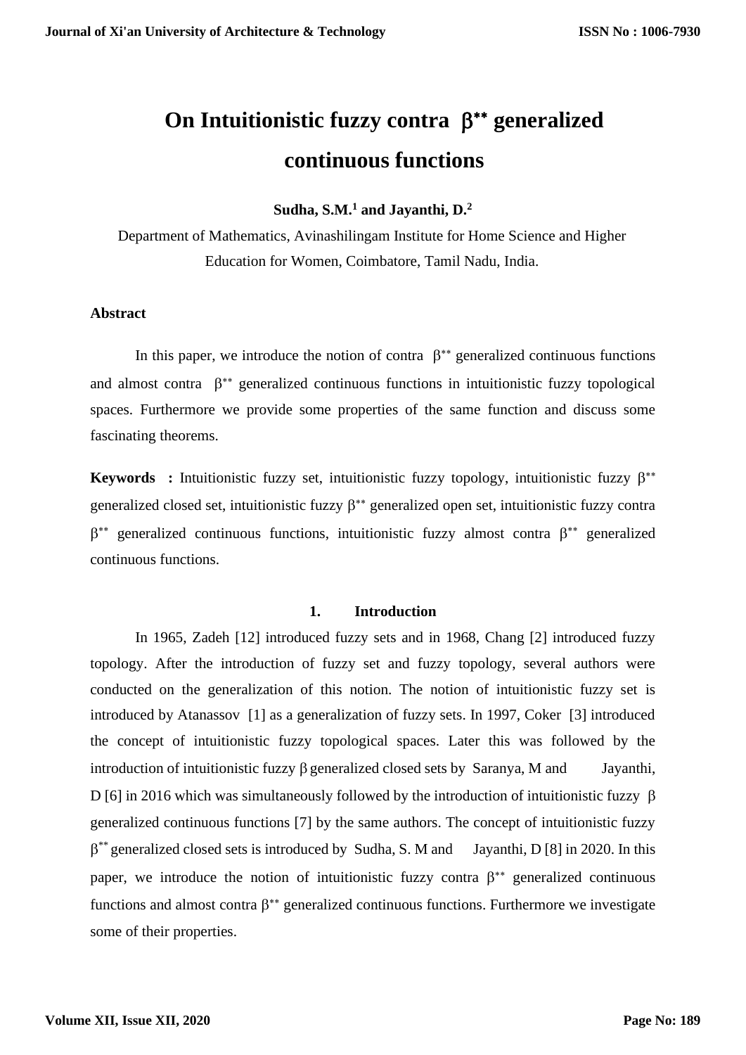# On Intuitionistic fuzzy contra $\beta^{**}$ generalized continuous functions

**Sudha, S.M.[1] and Jayanthi, D.[2]**

Department of Mathematics, Avinashilingam Institute for Home Science and Higher Education for Women, Coimbatore, Tamil Nadu, India.

## Abstract

In this paper, we introduce the notion of contra $\beta^{**}$ generalized continuous functions and almost contra $\beta^{**}$ generalized continuous functions in intuitionistic fuzzy topological spaces. Furthermore we provide some properties of the same function and discuss some fascinating theorems.

**Keywords :** Intuitionistic fuzzy set, intuitionistic fuzzy topology, intuitionistic fuzzy $\beta^{**}$ generalized closed set, intuitionistic fuzzy $\beta^{**}$ generalized open set, intuitionistic fuzzy contra $\beta^{**}$ generalized continuous functions, intuitionistic fuzzy almost contra $\beta^{**}$ generalized continuous functions.

## 1. Introduction

In 1965, Zadeh [12] introduced fuzzy sets and in 1968, Chang [2] introduced fuzzy topology. After the introduction of fuzzy set and fuzzy topology, several authors were conducted on the generalization of this notion. The notion of intuitionistic fuzzy set is introduced by Atanassov [1] as a generalization of fuzzy sets. In 1997, Coker [3] introduced the concept of intuitionistic fuzzy topological spaces. Later this was followed by the introduction of intuitionistic fuzzy $\beta$ generalized closed sets by Saranya, M and Jayanthi, D [6] in 2016 which was simultaneously followed by the introduction of intuitionistic fuzzy $\beta$ generalized continuous functions [7] by the same authors. The concept of intuitionistic fuzzy $\beta^{**}$ generalized closed sets is introduced by Sudha, S. M and Jayanthi, D [8] in 2020. In this paper, we introduce the notion of intuitionistic fuzzy contra $\beta^{**}$ generalized continuous functions and almost contra $\beta^{**}$ generalized continuous functions. Furthermore we investigate some of their properties.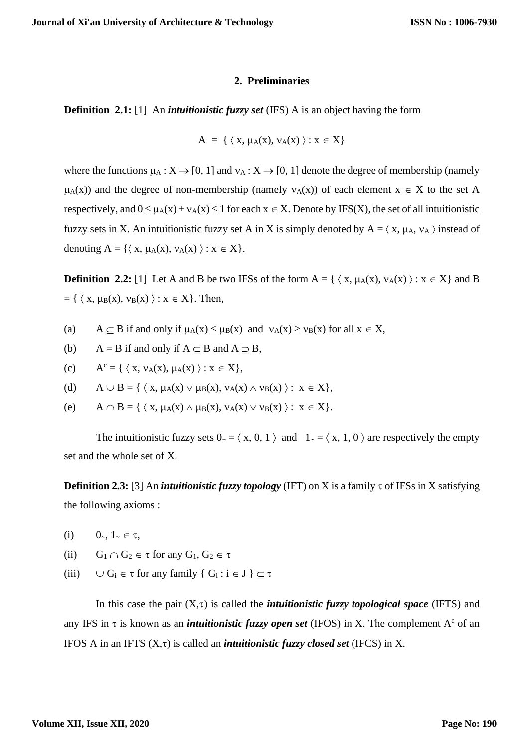## 2. Preliminaries

**Definition 2.1:** [1] An ***intuitionistic fuzzy set*** (IFS) A is an object having the form

$$A = \{ \langle x, \mu_A(x), \nu_A(x) \rangle : x \in X\}$$

where the functions $\mu_A : X \to [0, 1]$ and $\nu_A : X \to [0, 1]$ denote the degree of membership (namely $\mu_A(x)$) and the degree of non-membership (namely $\nu_A(x)$) of each element $x \in X$ to the set A respectively, and $0 \leq \mu_A(x) + \nu_A(x) \leq 1$ for each $x \in X$. Denote by IFS(X), the set of all intuitionistic fuzzy sets in X. An intuitionistic fuzzy set A in X is simply denoted by $A = \langle x, \mu_A, \nu_A \rangle$ instead of denoting $A = \{\langle x, \mu_A(x), \nu_A(x) \rangle : x \in X\}$.

**Definition 2.2:** [1] Let A and B be two IFSs of the form $A = \{ \langle x, \mu_A(x), \nu_A(x) \rangle : x \in X\}$ and $B = \{ \langle x, \mu_B(x), \nu_B(x) \rangle : x \in X\}$. Then,

(a) $A \subseteq B$ if and only if $\mu_A(x) \leq \mu_B(x)$ and $\nu_A(x) \geq \nu_B(x)$ for all $x \in X$,

(b) $A = B$ if and only if $A \subseteq B$ and $A \supseteq B$,

(c) $A^c = \{ \langle x, \nu_A(x), \mu_A(x) \rangle : x \in X\}$,

(d) $A \cup B = \{ \langle x, \mu_A(x) \vee \mu_B(x), \nu_A(x) \wedge \nu_B(x) \rangle : x \in X\}$,

(e) $A \cap B = \{ \langle x, \mu_A(x) \wedge \mu_B(x), \nu_A(x) \vee \nu_B(x) \rangle : x \in X\}$.

The intuitionistic fuzzy sets $0_{\sim} = \langle x, 0, 1 \rangle$ and $1_{\sim} = \langle x, 1, 0 \rangle$ are respectively the empty set and the whole set of X.

**Definition 2.3:** [3] An ***intuitionistic fuzzy topology*** (IFT) on X is a family $\tau$ of IFSs in X satisfying the following axioms :

(i) $0_{\sim}, 1_{\sim} \in \tau$,

(ii) $G_1 \cap G_2 \in \tau$ for any $G_1, G_2 \in \tau$

(iii) $\cup G_i \in \tau$ for any family $\{ G_i : i \in J \} \subseteq \tau$

In this case the pair $(X,\tau)$ is called the ***intuitionistic fuzzy topological space*** (IFTS) and any IFS in $\tau$ is known as an ***intuitionistic fuzzy open set*** (IFOS) in X. The complement $A^c$ of an IFOS A in an IFTS $(X,\tau)$ is called an ***intuitionistic fuzzy closed set*** (IFCS) in X.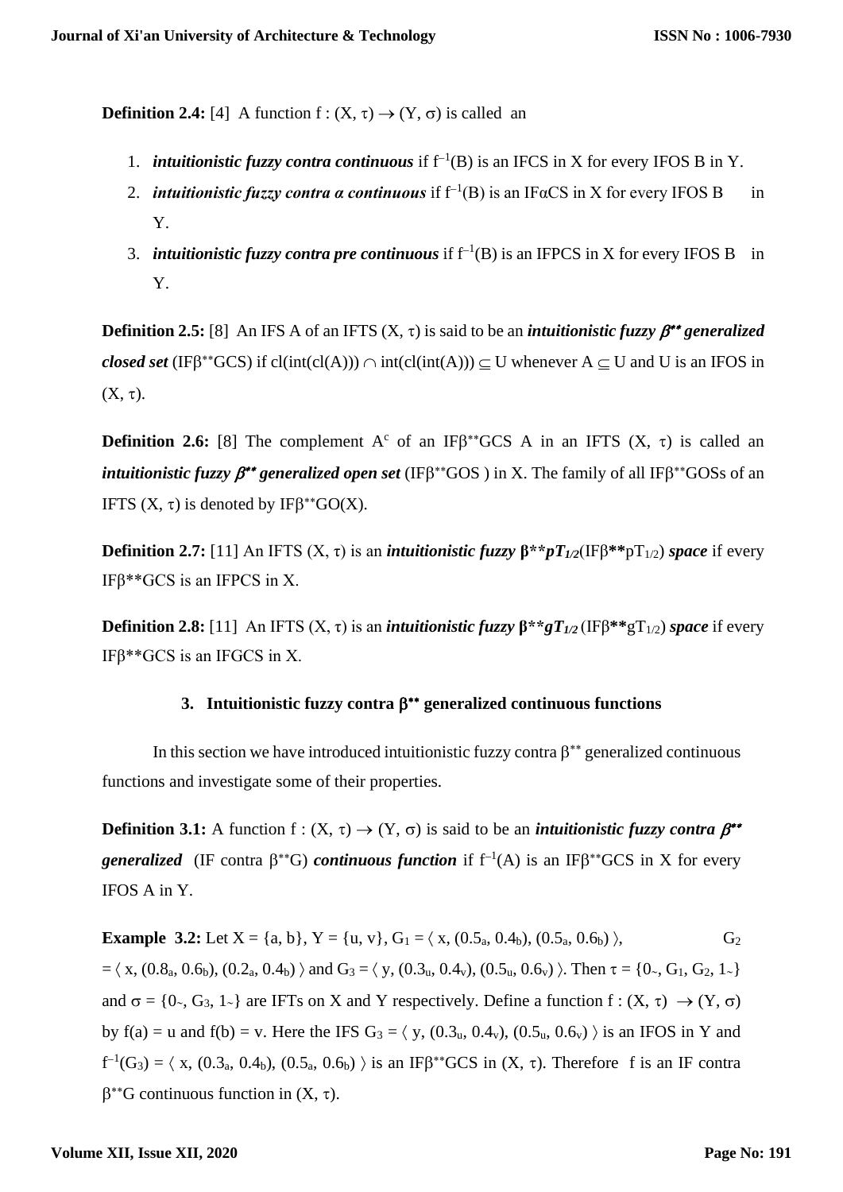**Definition 2.4:** [4] A function $f : (X, \tau) \to (Y, \sigma)$ is called an

1. ***intuitionistic fuzzy contra continuous*** if $f^{-1}(B)$ is an IFCS in X for every IFOS B in Y.
2. ***intuitionistic fuzzy contra α continuous*** if $f^{-1}(B)$ is an IFαCS in X for every IFOS B in Y.
3. ***intuitionistic fuzzy contra pre continuous*** if $f^{-1}(B)$ is an IFPCS in X for every IFOS B in Y.

**Definition 2.5:** [8] An IFS A of an IFTS $(X, \tau)$ is said to be an ***intuitionistic fuzzy $\beta^{**}$ generalized closed set*** (IF$\beta^{**}$GCS) if $cl(int(cl(A))) \cap int(cl(int(A))) \subseteq U$ whenever $A \subseteq U$ and U is an IFOS in $(X, \tau)$.

**Definition 2.6:** [8] The complement $A^c$ of an IF$\beta^{**}$GCS A in an IFTS $(X, \tau)$ is called an ***intuitionistic fuzzy $\beta^{**}$ generalized open set*** (IF$\beta^{**}$GOS ) in X. The family of all IF$\beta^{**}$GOSs of an IFTS $(X, \tau)$ is denoted by IF$\beta^{**}$GO(X).

**Definition 2.7:** [11] An IFTS $(X, \tau)$ is an ***intuitionistic fuzzy $\beta^{**}pT_{1/2}$***(IF$\beta^{**}pT_{1/2}$) ***space*** if every IF$\beta^{**}$GCS is an IFPCS in X.

**Definition 2.8:** [11] An IFTS $(X, \tau)$ is an ***intuitionistic fuzzy $\beta^{**}gT_{1/2}$*** (IF$\beta^{**}gT_{1/2}$) ***space*** if every IF$\beta^{**}$GCS is an IFGCS in X.

## 3. Intuitionistic fuzzy contra $\beta^{**}$ generalized continuous functions

In this section we have introduced intuitionistic fuzzy contra $\beta^{**}$ generalized continuous functions and investigate some of their properties.

**Definition 3.1:** A function $f : (X, \tau) \to (Y, \sigma)$ is said to be an ***intuitionistic fuzzy contra $\beta^{**}$ generalized*** (IF contra $\beta^{**}$G) ***continuous function*** if $f^{-1}(A)$ is an IF$\beta^{**}$GCS in X for every IFOS A in Y.

**Example 3.2:** Let $X = \{a, b\}$, $Y = \{u, v\}$, $G_1 = \langle x, (0.5_a, 0.4_b), (0.5_a, 0.6_b) \rangle$, $G_2 = \langle x, (0.8_a, 0.6_b), (0.2_a, 0.4_b) \rangle$ and $G_3 = \langle y, (0.3_u, 0.4_v), (0.5_u, 0.6_v) \rangle$. Then $\tau = \{0_\sim, G_1, G_2, 1_\sim\}$ and $\sigma = \{0_\sim, G_3, 1_\sim\}$ are IFTs on X and Y respectively. Define a function $f : (X, \tau) \to (Y, \sigma)$ by $f(a) = u$ and $f(b) = v$. Here the IFS $G_3 = \langle y, (0.3_u, 0.4_v), (0.5_u, 0.6_v) \rangle$ is an IFOS in Y and $f^{-1}(G_3) = \langle x, (0.3_a, 0.4_b), (0.5_a, 0.6_b) \rangle$ is an IF$\beta^{**}$GCS in $(X, \tau)$. Therefore f is an IF contra $\beta^{**}$G continuous function in $(X, \tau)$.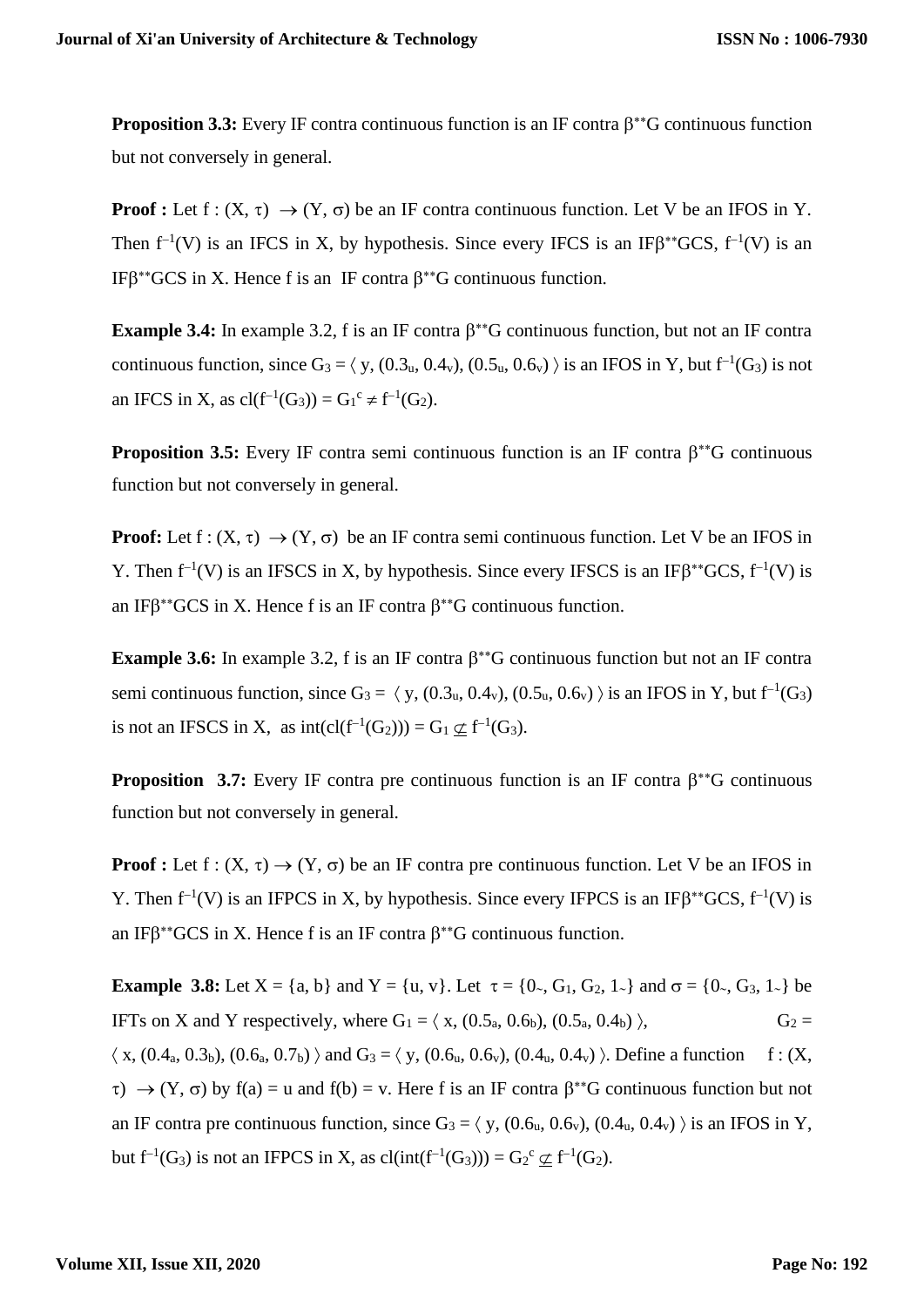**Proposition 3.3:** Every IF contra continuous function is an IF contra $\beta^{**}$G continuous function but not conversely in general.

**Proof :** Let $f : (X, \tau) \rightarrow (Y, \sigma)$ be an IF contra continuous function. Let V be an IFOS in Y. Then $f^{-1}(V)$ is an IFCS in X, by hypothesis. Since every IFCS is an IF$\beta^{**}$GCS, $f^{-1}(V)$ is an IF$\beta^{**}$GCS in X. Hence f is an IF contra $\beta^{**}$G continuous function.

**Example 3.4:** In example 3.2, f is an IF contra $\beta^{**}$G continuous function, but not an IF contra continuous function, since $G_3 = \langle y, (0.3_u, 0.4_v), (0.5_u, 0.6_v) \rangle$ is an IFOS in Y, but $f^{-1}(G_3)$ is not an IFCS in X, as $cl(f^{-1}(G_3)) = G_1^c \neq f^{-1}(G_2)$.

**Proposition 3.5:** Every IF contra semi continuous function is an IF contra $\beta^{**}$G continuous function but not conversely in general.

**Proof:** Let $f : (X, \tau) \rightarrow (Y, \sigma)$ be an IF contra semi continuous function. Let V be an IFOS in Y. Then $f^{-1}(V)$ is an IFSCS in X, by hypothesis. Since every IFSCS is an IF$\beta^{**}$GCS, $f^{-1}(V)$ is an IF$\beta^{**}$GCS in X. Hence f is an IF contra $\beta^{**}$G continuous function.

**Example 3.6:** In example 3.2, f is an IF contra $\beta^{**}$G continuous function but not an IF contra semi continuous function, since $G_3 = \langle y, (0.3_u, 0.4_v), (0.5_u, 0.6_v) \rangle$ is an IFOS in Y, but $f^{-1}(G_3)$ is not an IFSCS in X, as $int(cl(f^{-1}(G_2))) = G_1 \not\subseteq f^{-1}(G_3)$.

**Proposition 3.7:** Every IF contra pre continuous function is an IF contra $\beta^{**}$G continuous function but not conversely in general.

**Proof :** Let $f : (X, \tau) \rightarrow (Y, \sigma)$ be an IF contra pre continuous function. Let V be an IFOS in Y. Then $f^{-1}(V)$ is an IFPCS in X, by hypothesis. Since every IFPCS is an IF$\beta^{**}$GCS, $f^{-1}(V)$ is an IF$\beta^{**}$GCS in X. Hence f is an IF contra $\beta^{**}$G continuous function.

**Example 3.8:** Let $X = \{a, b\}$ and $Y = \{u, v\}$. Let $\tau = \{0_\sim, G_1, G_2, 1_\sim\}$ and $\sigma = \{0_\sim, G_3, 1_\sim\}$ be IFTs on X and Y respectively, where $G_1 = \langle x, (0.5_a, 0.6_b), (0.5_a, 0.4_b) \rangle$, $G_2 = \langle x, (0.4_a, 0.3_b), (0.6_a, 0.7_b) \rangle$ and $G_3 = \langle y, (0.6_u, 0.6_v), (0.4_u, 0.4_v) \rangle$. Define a function $f : (X, \tau) \rightarrow (Y, \sigma)$ by $f(a) = u$ and $f(b) = v$. Here f is an IF contra $\beta^{**}$G continuous function but not an IF contra pre continuous function, since $G_3 = \langle y, (0.6_u, 0.6_v), (0.4_u, 0.4_v) \rangle$ is an IFOS in Y, but $f^{-1}(G_3)$ is not an IFPCS in X, as $cl(int(f^{-1}(G_3))) = G_2^c \not\subseteq f^{-1}(G_2)$.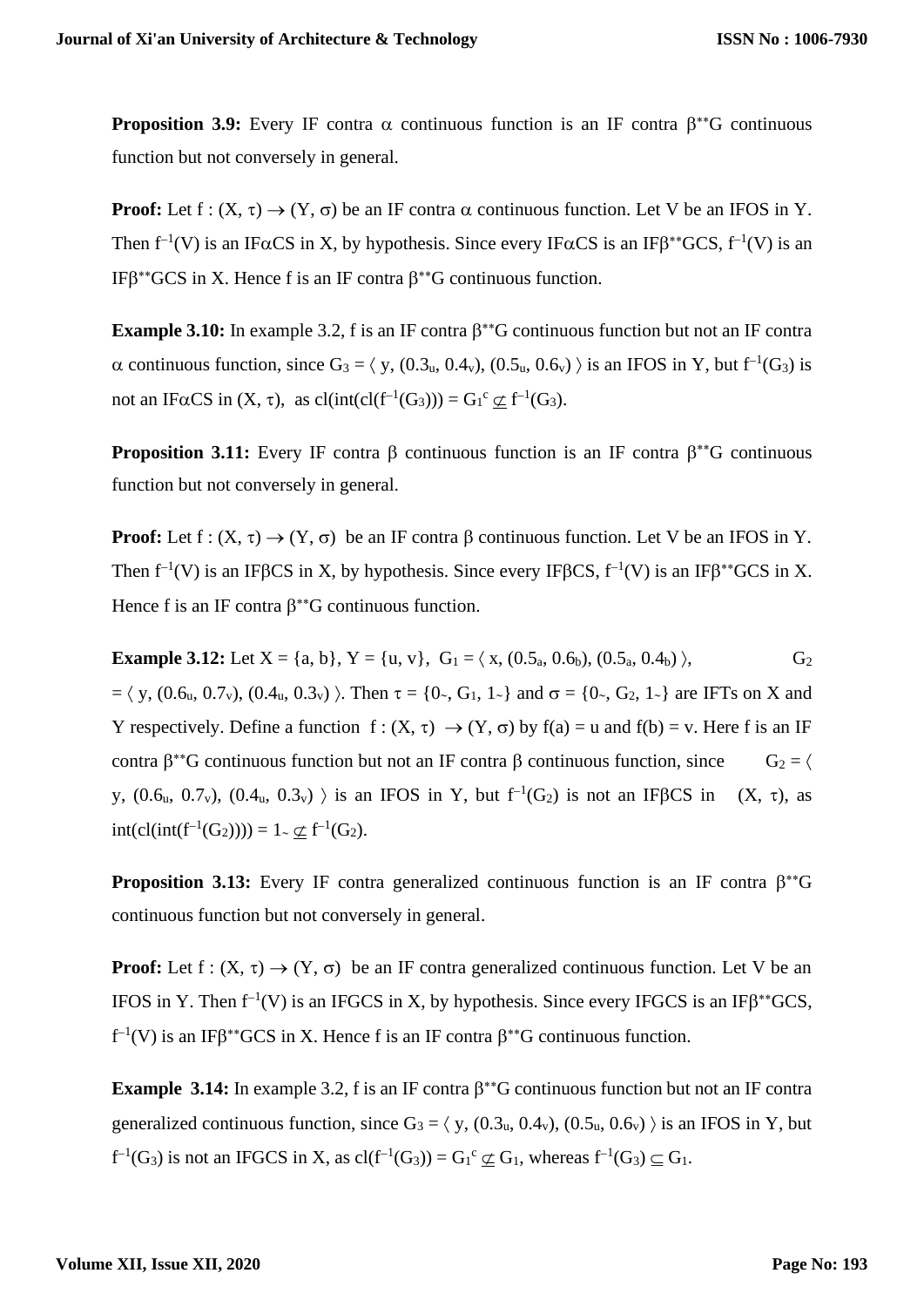**Proposition 3.9:** Every IF contra $\alpha$ continuous function is an IF contra $\beta^{**}$G continuous function but not conversely in general.

**Proof:** Let $f : (X, \tau) \rightarrow (Y, \sigma)$ be an IF contra $\alpha$ continuous function. Let V be an IFOS in Y. Then $f^{-1}(V)$ is an IF$\alpha$CS in X, by hypothesis. Since every IF$\alpha$CS is an IF$\beta^{**}$GCS, $f^{-1}(V)$ is an IF$\beta^{**}$GCS in X. Hence f is an IF contra $\beta^{**}$G continuous function.

**Example 3.10:** In example 3.2, f is an IF contra $\beta^{**}$G continuous function but not an IF contra $\alpha$ continuous function, since $G_3 = \langle$ y, $(0.3_u, 0.4_v)$, $(0.5_u, 0.6_v)$ $\rangle$ is an IFOS in Y, but $f^{-1}(G_3)$ is not an IF$\alpha$CS in $(X, \tau)$, as $cl(int(cl(f^{-1}(G_3))) = G_1^c \not\subseteq f^{-1}(G_3)$.

**Proposition 3.11:** Every IF contra $\beta$ continuous function is an IF contra $\beta^{**}$G continuous function but not conversely in general.

**Proof:** Let $f : (X, \tau) \rightarrow (Y, \sigma)$ be an IF contra $\beta$ continuous function. Let V be an IFOS in Y. Then $f^{-1}(V)$ is an IF$\beta$CS in X, by hypothesis. Since every IF$\beta$CS, $f^{-1}(V)$ is an IF$\beta^{**}$GCS in X. Hence f is an IF contra $\beta^{**}$G continuous function.

**Example 3.12:** Let X = {a, b}, Y = {u, v}, $G_1 = \langle$ x, $(0.5_a, 0.6_b)$, $(0.5_a, 0.4_b)$ $\rangle$, $G_2 = \langle$ y, $(0.6_u, 0.7_v)$, $(0.4_u, 0.3_v)$ $\rangle$. Then $\tau = \{0_\sim, G_1, 1_\sim\}$ and $\sigma = \{0_\sim, G_2, 1_\sim\}$ are IFTs on X and Y respectively. Define a function $f : (X, \tau) \rightarrow (Y, \sigma)$ by f(a) = u and f(b) = v. Here f is an IF contra $\beta^{**}$G continuous function but not an IF contra $\beta$ continuous function, since $G_2 = \langle$ y, $(0.6_u, 0.7_v)$, $(0.4_u, 0.3_v)$ $\rangle$ is an IFOS in Y, but $f^{-1}(G_2)$ is not an IF$\beta$CS in $(X, \tau)$, as $int(cl(int(f^{-1}(G_2)))) = 1_\sim \not\subseteq f^{-1}(G_2)$.

**Proposition 3.13:** Every IF contra generalized continuous function is an IF contra $\beta^{**}$G continuous function but not conversely in general.

**Proof:** Let $f : (X, \tau) \rightarrow (Y, \sigma)$ be an IF contra generalized continuous function. Let V be an IFOS in Y. Then $f^{-1}(V)$ is an IFGCS in X, by hypothesis. Since every IFGCS is an IF$\beta^{**}$GCS, $f^{-1}(V)$ is an IF$\beta^{**}$GCS in X. Hence f is an IF contra $\beta^{**}$G continuous function.

**Example 3.14:** In example 3.2, f is an IF contra $\beta^{**}$G continuous function but not an IF contra generalized continuous function, since $G_3 = \langle$ y, $(0.3_u, 0.4_v)$, $(0.5_u, 0.6_v)$ $\rangle$ is an IFOS in Y, but $f^{-1}(G_3)$ is not an IFGCS in X, as $cl(f^{-1}(G_3)) = G_1^c \not\subseteq G_1$, whereas $f^{-1}(G_3) \subseteq G_1$.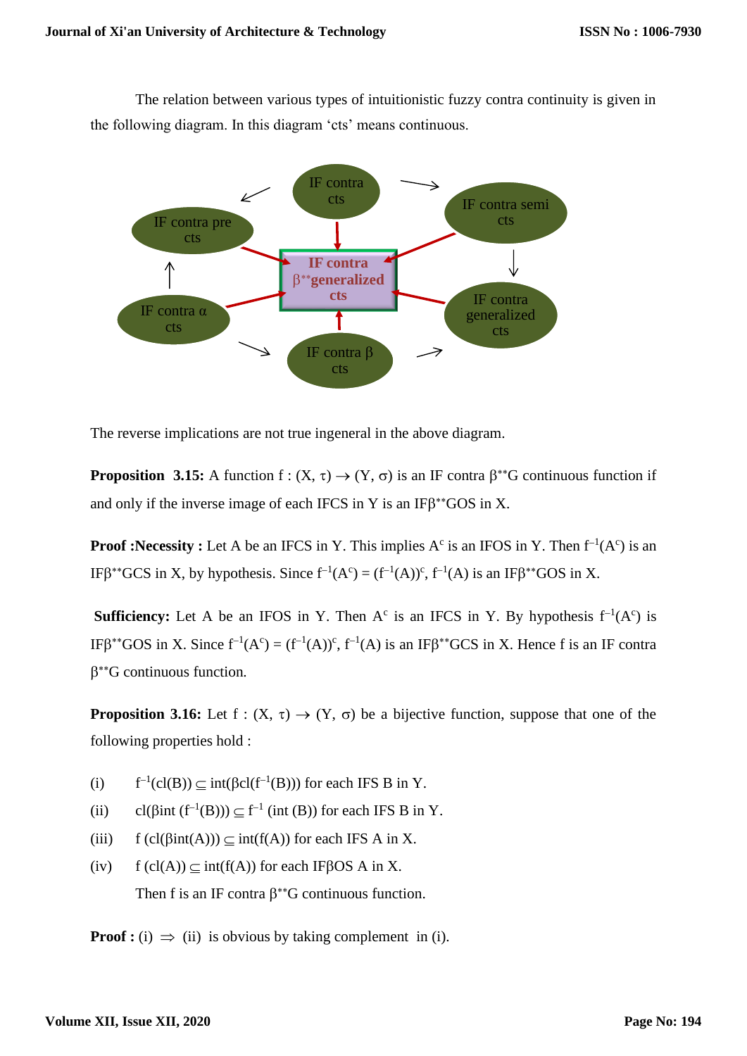The relation between various types of intuitionistic fuzzy contra continuity is given in the following diagram. In this diagram 'cts' means continuous.

The reverse implications are not true ingeneral in the above diagram.

**Proposition 3.15:** A function $f : (X, \tau) \to (Y, \sigma)$ is an IF contra $\beta^{**}$G continuous function if and only if the inverse image of each IFCS in Y is an IF$\beta^{**}$GOS in X.

**Proof :Necessity :** Let A be an IFCS in Y. This implies $A^c$ is an IFOS in Y. Then $f^{-1}(A^c)$ is an IF$\beta^{**}$GCS in X, by hypothesis. Since $f^{-1}(A^c) = (f^{-1}(A))^c$, $f^{-1}(A)$ is an IF$\beta^{**}$GOS in X.

**Sufficiency:** Let A be an IFOS in Y. Then $A^c$ is an IFCS in Y. By hypothesis $f^{-1}(A^c)$ is IF$\beta^{**}$GOS in X. Since $f^{-1}(A^c) = (f^{-1}(A))^c$, $f^{-1}(A)$ is an IF$\beta^{**}$GCS in X. Hence f is an IF contra $\beta^{**}$G continuous function.

**Proposition 3.16:** Let $f : (X, \tau) \to (Y, \sigma)$ be a bijective function, suppose that one of the following properties hold :

(i) $f^{-1}(cl(B)) \subseteq int(\beta cl(f^{-1}(B)))$ for each IFS B in Y.

(ii) $cl(\beta int(f^{-1}(B))) \subseteq f^{-1}(int(B))$ for each IFS B in Y.

(iii) $f(cl(\beta int(A))) \subseteq int(f(A))$ for each IFS A in X.

(iv) $f(cl(A)) \subseteq int(f(A))$ for each IF$\beta$OS A in X.

Then f is an IF contra $\beta^{**}$G continuous function.

**Proof :** (i) $\Rightarrow$ (ii) is obvious by taking complement in (i).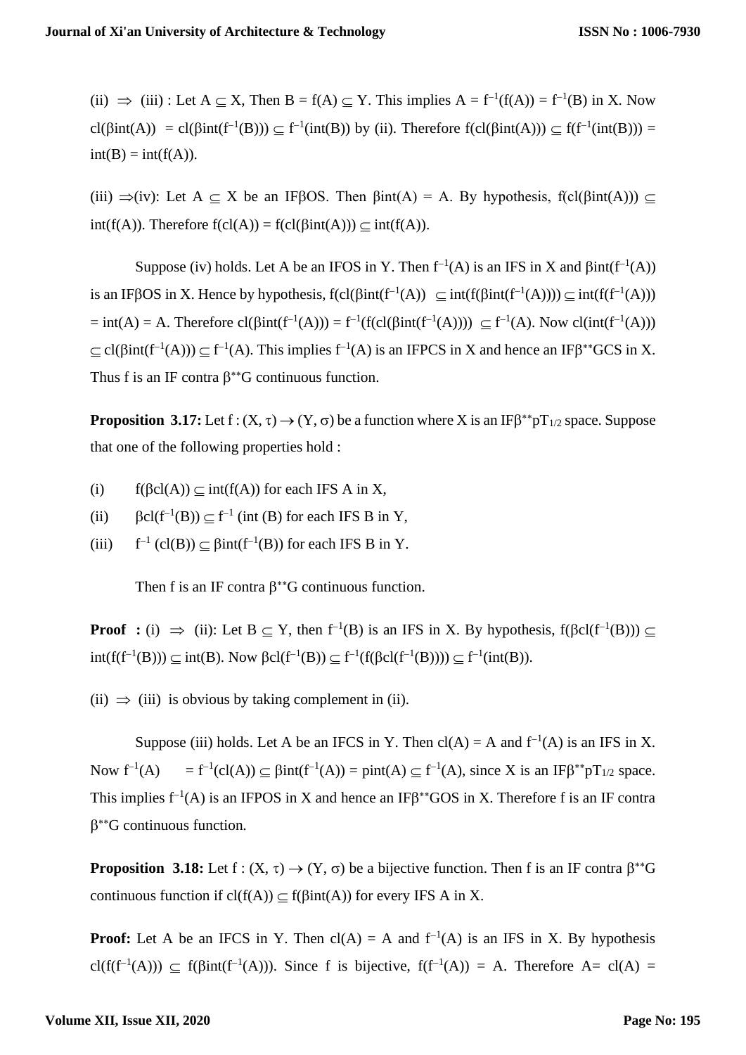(ii) $\Rightarrow$ (iii) : Let $A \subseteq X$, Then $B = f(A) \subseteq Y$. This implies $A = f^{-1}(f(A)) = f^{-1}(B)$ in X. Now $cl(\beta int(A)) = cl(\beta int(f^{-1}(B))) \subseteq f^{-1}(int(B))$ by (ii). Therefore $f(cl(\beta int(A))) \subseteq f(f^{-1}(int(B))) = int(B) = int(f(A))$.

(iii) $\Rightarrow$(iv): Let $A \subseteq X$ be an IF$\beta$OS. Then $\beta int(A) = A$. By hypothesis, $f(cl(\beta int(A))) \subseteq int(f(A))$. Therefore $f(cl(A)) = f(cl(\beta int(A))) \subseteq int(f(A))$.

Suppose (iv) holds. Let A be an IFOS in Y. Then $f^{-1}(A)$ is an IFS in X and $\beta int(f^{-1}(A))$ is an IF$\beta$OS in X. Hence by hypothesis, $f(cl(\beta int(f^{-1}(A)) \subseteq int(f(\beta int(f^{-1}(A)))) \subseteq int(f(f^{-1}(A))) = int(A) = A$. Therefore $cl(\beta int(f^{-1}(A))) = f^{-1}(f(cl(\beta int(f^{-1}(A)))) \subseteq f^{-1}(A)$. Now $cl(int(f^{-1}(A))) \subseteq cl(\beta int(f^{-1}(A))) \subseteq f^{-1}(A)$. This implies $f^{-1}(A)$ is an IFPCS in X and hence an IF$\beta^{**}$GCS in X. Thus f is an IF contra $\beta^{**}$G continuous function.

**Proposition 3.17:** Let $f : (X, \tau) \rightarrow (Y, \sigma)$ be a function where X is an IF$\beta^{**}pT_{1/2}$ space. Suppose that one of the following properties hold :

(i) $f(\beta cl(A)) \subseteq int(f(A))$ for each IFS A in X,

(ii) $\beta cl(f^{-1}(B)) \subseteq f^{-1}$ (int (B) for each IFS B in Y,

(iii) $f^{-1}(cl(B)) \subseteq \beta int(f^{-1}(B))$ for each IFS B in Y.

Then f is an IF contra $\beta^{**}$G continuous function.

**Proof :** (i) $\Rightarrow$ (ii): Let $B \subseteq Y$, then $f^{-1}(B)$ is an IFS in X. By hypothesis, $f(\beta cl(f^{-1}(B))) \subseteq int(f(f^{-1}(B))) \subseteq int(B)$. Now $\beta cl(f^{-1}(B)) \subseteq f^{-1}(f(\beta cl(f^{-1}(B)))) \subseteq f^{-1}(int(B))$.

(ii) $\Rightarrow$ (iii) is obvious by taking complement in (ii).

Suppose (iii) holds. Let A be an IFCS in Y. Then $cl(A) = A$ and $f^{-1}(A)$ is an IFS in X. Now $f^{-1}(A) = f^{-1}(cl(A)) \subseteq \beta int(f^{-1}(A)) = pint(A) \subseteq f^{-1}(A)$, since X is an IF$\beta^{**}pT_{1/2}$ space. This implies $f^{-1}(A)$ is an IFPOS in X and hence an IF$\beta^{**}$GOS in X. Therefore f is an IF contra $\beta^{**}$G continuous function.

**Proposition 3.18:** Let $f : (X, \tau) \rightarrow (Y, \sigma)$ be a bijective function. Then f is an IF contra $\beta^{**}$G continuous function if $cl(f(A)) \subseteq f(\beta int(A))$ for every IFS A in X.

**Proof:** Let A be an IFCS in Y. Then $cl(A) = A$ and $f^{-1}(A)$ is an IFS in X. By hypothesis $cl(f(f^{-1}(A))) \subseteq f(\beta int(f^{-1}(A)))$. Since f is bijective, $f(f^{-1}(A)) = A$. Therefore $A = cl(A) =$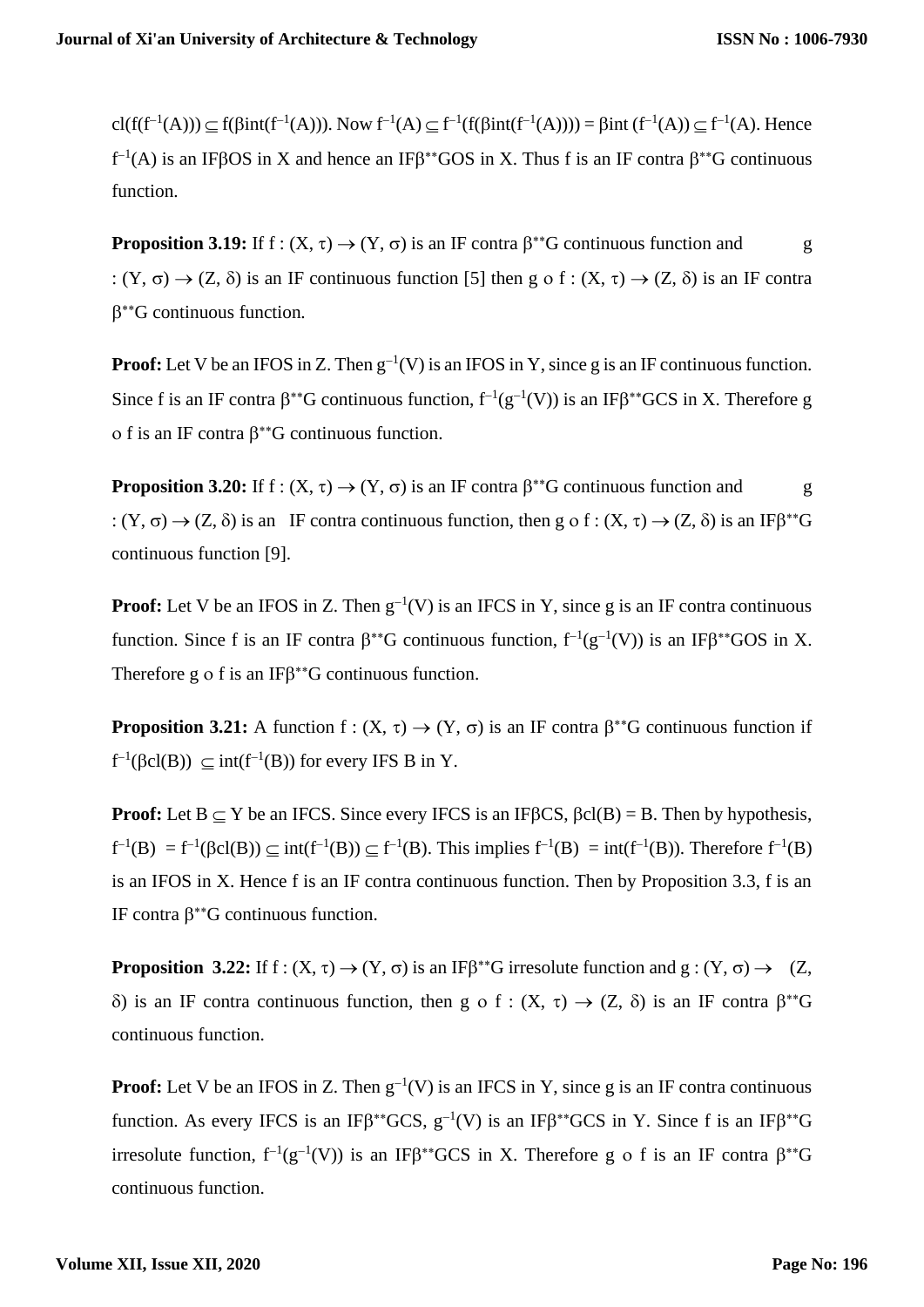$cl(f(f^{-1}(A))) \subseteq f(\beta int(f^{-1}(A)))$. Now $f^{-1}(A) \subseteq f^{-1}(f(\beta int(f^{-1}(A)))) = \beta int(f^{-1}(A)) \subseteq f^{-1}(A)$. Hence $f^{-1}(A)$ is an IFβOS in X and hence an IFβ**GOS in X. Thus f is an IF contra β**G continuous function.

**Proposition 3.19:** If $f : (X, \tau) \rightarrow (Y, \sigma)$ is an IF contra β**G continuous function and $g : (Y, \sigma) \rightarrow (Z, \delta)$ is an IF continuous function [5] then $g \circ f : (X, \tau) \rightarrow (Z, \delta)$ is an IF contra β**G continuous function.

**Proof:** Let V be an IFOS in Z. Then $g^{-1}(V)$ is an IFOS in Y, since g is an IF continuous function. Since f is an IF contra β**G continuous function, $f^{-1}(g^{-1}(V))$ is an IFβ**GCS in X. Therefore $g \circ f$ is an IF contra β**G continuous function.

**Proposition 3.20:** If $f : (X, \tau) \rightarrow (Y, \sigma)$ is an IF contra β**G continuous function and $g : (Y, \sigma) \rightarrow (Z, \delta)$ is an IF contra continuous function, then $g \circ f : (X, \tau) \rightarrow (Z, \delta)$ is an IFβ**G continuous function [9].

**Proof:** Let V be an IFOS in Z. Then $g^{-1}(V)$ is an IFCS in Y, since g is an IF contra continuous function. Since f is an IF contra β**G continuous function, $f^{-1}(g^{-1}(V))$ is an IFβ**GOS in X. Therefore $g \circ f$ is an IFβ**G continuous function.

**Proposition 3.21:** A function $f : (X, \tau) \rightarrow (Y, \sigma)$ is an IF contra β**G continuous function if $f^{-1}(\beta cl(B)) \subseteq int(f^{-1}(B))$ for every IFS B in Y.

**Proof:** Let $B \subseteq Y$ be an IFCS. Since every IFCS is an IFβCS, $\beta cl(B) = B$. Then by hypothesis, $f^{-1}(B) = f^{-1}(\beta cl(B)) \subseteq int(f^{-1}(B)) \subseteq f^{-1}(B)$. This implies $f^{-1}(B) = int(f^{-1}(B))$. Therefore $f^{-1}(B)$ is an IFOS in X. Hence f is an IF contra continuous function. Then by Proposition 3.3, f is an IF contra β**G continuous function.

**Proposition 3.22:** If $f : (X, \tau) \rightarrow (Y, \sigma)$ is an IFβ**G irresolute function and $g : (Y, \sigma) \rightarrow (Z, \delta)$ is an IF contra continuous function, then $g \circ f : (X, \tau) \rightarrow (Z, \delta)$ is an IF contra β**G continuous function.

**Proof:** Let V be an IFOS in Z. Then $g^{-1}(V)$ is an IFCS in Y, since g is an IF contra continuous function. As every IFCS is an IFβ**GCS, $g^{-1}(V)$ is an IFβ**GCS in Y. Since f is an IFβ**G irresolute function, $f^{-1}(g^{-1}(V))$ is an IFβ**GCS in X. Therefore $g \circ f$ is an IF contra β**G continuous function.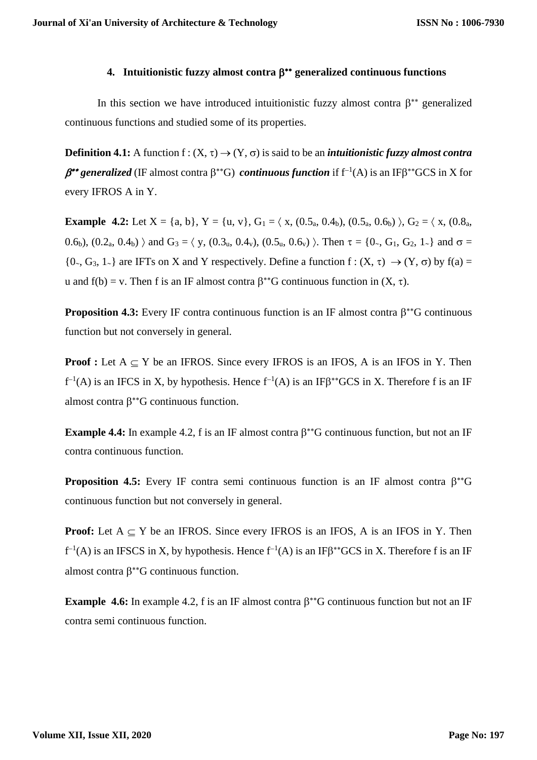## 4. Intuitionistic fuzzy almost contra $\beta^{**}$ generalized continuous functions

In this section we have introduced intuitionistic fuzzy almost contra $\beta^{**}$ generalized continuous functions and studied some of its properties.

**Definition 4.1:** A function $f : (X, \tau) \to (Y, \sigma)$ is said to be an ***intuitionistic fuzzy almost contra $\beta^{**}$ generalized*** (IF almost contra $\beta^{**}$G) ***continuous function*** if $f^{-1}(A)$ is an IF$\beta^{**}$GCS in X for every IFROS A in Y.

**Example 4.2:** Let X = {a, b}, Y = {u, v}, $G_1 = \langle x, (0.5_a, 0.4_b), (0.5_a, 0.6_b) \rangle$, $G_2 = \langle x, (0.8_a, 0.6_b), (0.2_a, 0.4_b) \rangle$ and $G_3 = \langle y, (0.3_u, 0.4_v), (0.5_u, 0.6_v) \rangle$. Then $\tau = \{0_\sim, G_1, G_2, 1_\sim\}$ and $\sigma = \{0_\sim, G_3, 1_\sim\}$ are IFTs on X and Y respectively. Define a function $f : (X, \tau) \to (Y, \sigma)$ by f(a) = u and f(b) = v. Then f is an IF almost contra $\beta^{**}$G continuous function in $(X, \tau)$.

**Proposition 4.3:** Every IF contra continuous function is an IF almost contra $\beta^{**}$G continuous function but not conversely in general.

**Proof :** Let $A \subseteq Y$ be an IFROS. Since every IFROS is an IFOS, A is an IFOS in Y. Then $f^{-1}(A)$ is an IFCS in X, by hypothesis. Hence $f^{-1}(A)$ is an IF$\beta^{**}$GCS in X. Therefore f is an IF almost contra $\beta^{**}$G continuous function.

**Example 4.4:** In example 4.2, f is an IF almost contra $\beta^{**}$G continuous function, but not an IF contra continuous function.

**Proposition 4.5:** Every IF contra semi continuous function is an IF almost contra $\beta^{**}$G continuous function but not conversely in general.

**Proof:** Let $A \subseteq Y$ be an IFROS. Since every IFROS is an IFOS, A is an IFOS in Y. Then $f^{-1}(A)$ is an IFSCS in X, by hypothesis. Hence $f^{-1}(A)$ is an IF$\beta^{**}$GCS in X. Therefore f is an IF almost contra $\beta^{**}$G continuous function.

**Example 4.6:** In example 4.2, f is an IF almost contra $\beta^{**}$G continuous function but not an IF contra semi continuous function.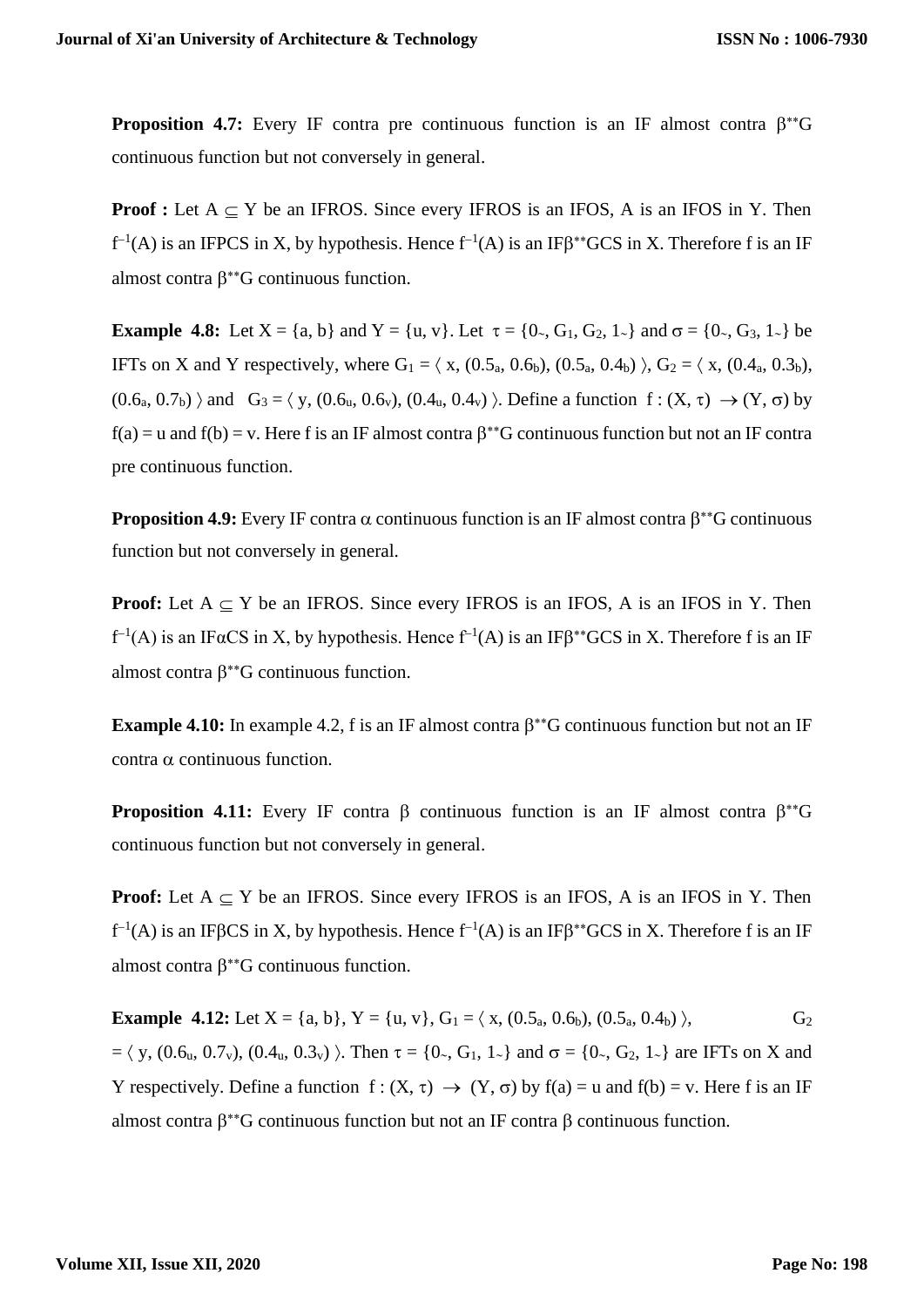**Proposition 4.7:** Every IF contra pre continuous function is an IF almost contra $\beta^{**}$G continuous function but not conversely in general.

**Proof :** Let $A \subseteq Y$ be an IFROS. Since every IFROS is an IFOS, A is an IFOS in Y. Then $f^{-1}(A)$ is an IFPCS in X, by hypothesis. Hence $f^{-1}(A)$ is an IF$\beta^{**}$GCS in X. Therefore f is an IF almost contra $\beta^{**}$G continuous function.

**Example 4.8:** Let X = {a, b} and Y = {u, v}. Let $\tau = \{0_\sim, G_1, G_2, 1_\sim\}$ and $\sigma = \{0_\sim, G_3, 1_\sim\}$ be IFTs on X and Y respectively, where $G_1 = \langle x, (0.5_a, 0.6_b), (0.5_a, 0.4_b) \rangle$, $G_2 = \langle x, (0.4_a, 0.3_b), (0.6_a, 0.7_b) \rangle$ and $G_3 = \langle y, (0.6_u, 0.6_v), (0.4_u, 0.4_v) \rangle$. Define a function $f : (X, \tau) \rightarrow (Y, \sigma)$ by f(a) = u and f(b) = v. Here f is an IF almost contra $\beta^{**}$G continuous function but not an IF contra pre continuous function.

**Proposition 4.9:** Every IF contra $\alpha$ continuous function is an IF almost contra $\beta^{**}$G continuous function but not conversely in general.

**Proof:** Let $A \subseteq Y$ be an IFROS. Since every IFROS is an IFOS, A is an IFOS in Y. Then $f^{-1}(A)$ is an IF$\alpha$CS in X, by hypothesis. Hence $f^{-1}(A)$ is an IF$\beta^{**}$GCS in X. Therefore f is an IF almost contra $\beta^{**}$G continuous function.

**Example 4.10:** In example 4.2, f is an IF almost contra $\beta^{**}$G continuous function but not an IF contra $\alpha$ continuous function.

**Proposition 4.11:** Every IF contra $\beta$ continuous function is an IF almost contra $\beta^{**}$G continuous function but not conversely in general.

**Proof:** Let $A \subseteq Y$ be an IFROS. Since every IFROS is an IFOS, A is an IFOS in Y. Then $f^{-1}(A)$ is an IF$\beta$CS in X, by hypothesis. Hence $f^{-1}(A)$ is an IF$\beta^{**}$GCS in X. Therefore f is an IF almost contra $\beta^{**}$G continuous function.

**Example 4.12:** Let X = {a, b}, Y = {u, v}, $G_1 = \langle x, (0.5_a, 0.6_b), (0.5_a, 0.4_b) \rangle$, $G_2 = \langle y, (0.6_u, 0.7_v), (0.4_u, 0.3_v) \rangle$. Then $\tau = \{0_\sim, G_1, 1_\sim\}$ and $\sigma = \{0_\sim, G_2, 1_\sim\}$ are IFTs on X and Y respectively. Define a function $f : (X, \tau) \rightarrow (Y, \sigma)$ by f(a) = u and f(b) = v. Here f is an IF almost contra $\beta^{**}$G continuous function but not an IF contra $\beta$ continuous function.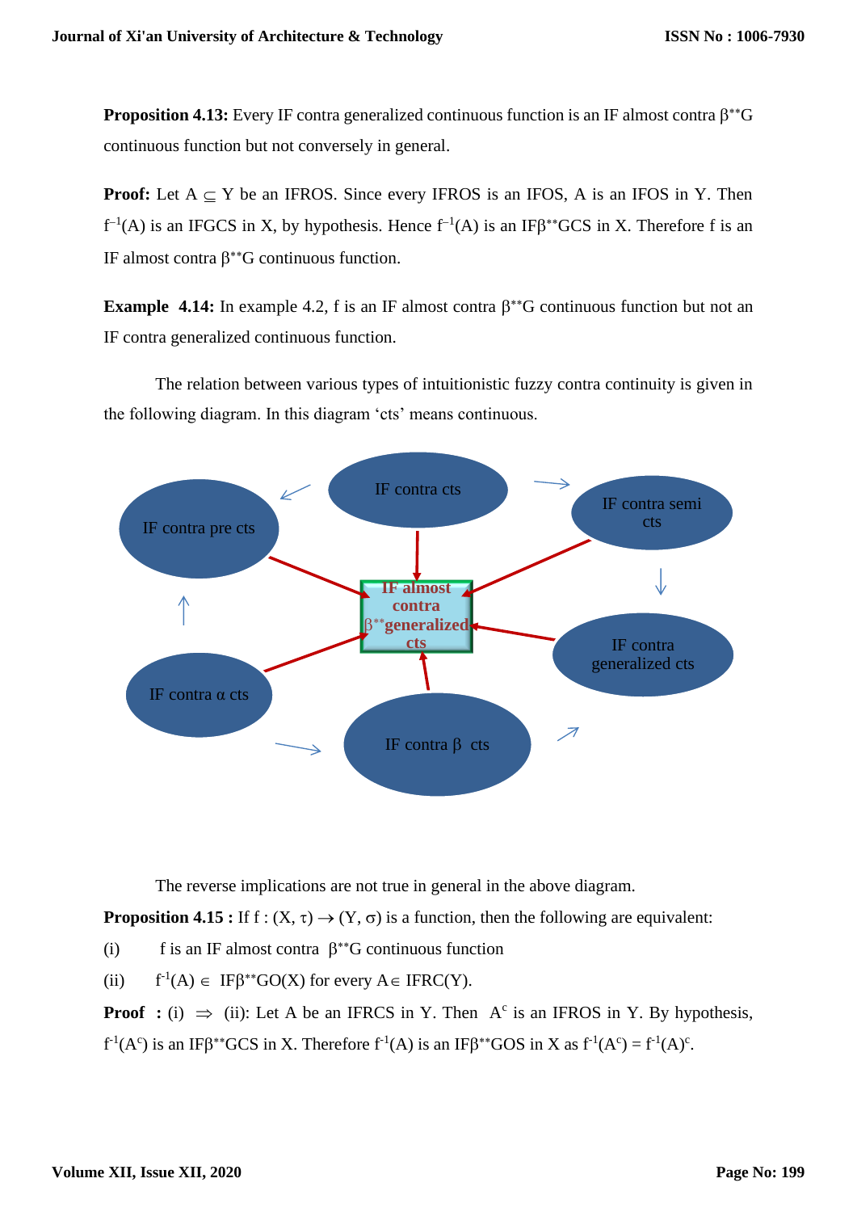**Proposition 4.13:** Every IF contra generalized continuous function is an IF almost contra $\beta^{**}$G continuous function but not conversely in general.

**Proof:** Let $A \subseteq Y$ be an IFROS. Since every IFROS is an IFOS, A is an IFOS in Y. Then $f^{-1}(A)$ is an IFGCS in X, by hypothesis. Hence $f^{-1}(A)$ is an IF$\beta^{**}$GCS in X. Therefore f is an IF almost contra $\beta^{**}$G continuous function.

**Example 4.14:** In example 4.2, f is an IF almost contra $\beta^{**}$G continuous function but not an IF contra generalized continuous function.

The relation between various types of intuitionistic fuzzy contra continuity is given in the following diagram. In this diagram 'cts' means continuous.

IF contra cts, IF contra pre cts, IF contra semi cts, IF almost contra $\beta^{**}$generalized cts, IF contra generalized cts, IF contra α cts, IF contra β cts

The reverse implications are not true in general in the above diagram.

**Proposition 4.15 :** If $f : (X, \tau) \rightarrow (Y, \sigma)$ is a function, then the following are equivalent:

(i) f is an IF almost contra $\beta^{**}$G continuous function

(ii) $f^{-1}(A) \in$ IF$\beta^{**}$GO(X) for every $A \in$ IFRC(Y).

**Proof :** (i) $\Rightarrow$ (ii): Let A be an IFRCS in Y. Then $A^c$ is an IFROS in Y. By hypothesis, $f^{-1}(A^c)$ is an IF$\beta^{**}$GCS in X. Therefore $f^{-1}(A)$ is an IF$\beta^{**}$GOS in X as $f^{-1}(A^c) = f^{-1}(A)^c$.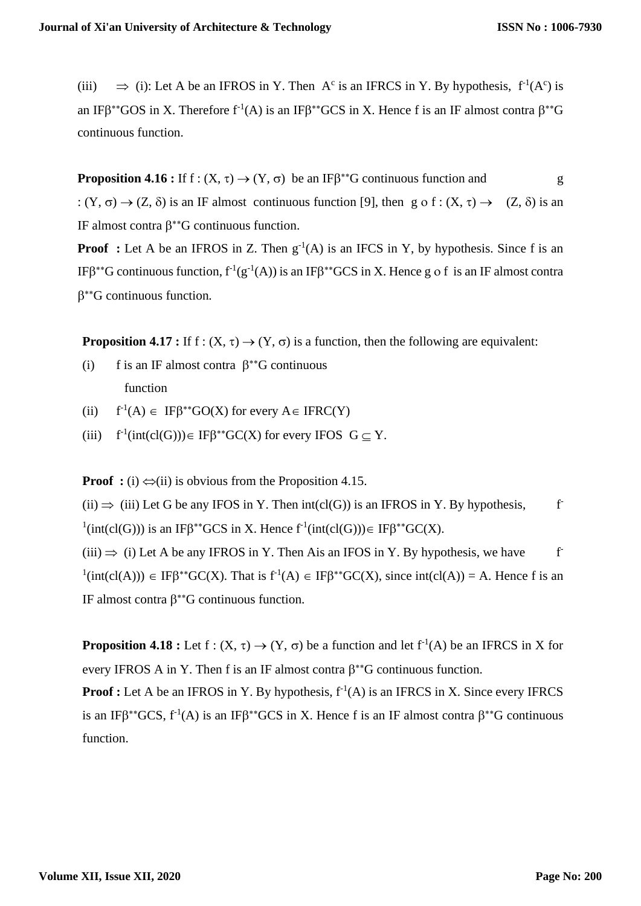(iii) $\Rightarrow$ (i): Let A be an IFROS in Y. Then $A^c$ is an IFRCS in Y. By hypothesis, $f^{-1}(A^c)$ is an IF$\beta^{**}$GOS in X. Therefore $f^{-1}(A)$ is an IF$\beta^{**}$GCS in X. Hence f is an IF almost contra $\beta^{**}$G continuous function.

**Proposition 4.16 :** If $f : (X, \tau) \rightarrow (Y, \sigma)$ be an IF$\beta^{**}$G continuous function and $g : (Y, \sigma) \rightarrow (Z, \delta)$ is an IF almost continuous function [9], then $g \circ f : (X, \tau) \rightarrow (Z, \delta)$ is an IF almost contra $\beta^{**}$G continuous function.

**Proof :** Let A be an IFROS in Z. Then $g^{-1}(A)$ is an IFCS in Y, by hypothesis. Since f is an IF$\beta^{**}$G continuous function, $f^{-1}(g^{-1}(A))$ is an IF$\beta^{**}$GCS in X. Hence $g \circ f$ is an IF almost contra $\beta^{**}$G continuous function.

**Proposition 4.17 :** If $f : (X, \tau) \rightarrow (Y, \sigma)$ is a function, then the following are equivalent:

(i) f is an IF almost contra $\beta^{**}$G continuous function

(ii) $f^{-1}(A) \in$ IF$\beta^{**}$GO(X) for every $A \in$ IFRC(Y)

(iii) $f^{-1}(int(cl(G))) \in$ IF$\beta^{**}$GC(X) for every IFOS $G \subseteq Y$.

**Proof :** (i) $\Leftrightarrow$(ii) is obvious from the Proposition 4.15.

(ii) $\Rightarrow$ (iii) Let G be any IFOS in Y. Then int(cl(G)) is an IFROS in Y. By hypothesis, $f^{-1}(int(cl(G)))$ is an IF$\beta^{**}$GCS in X. Hence $f^{-1}(int(cl(G))) \in$ IF$\beta^{**}$GC(X).

(iii) $\Rightarrow$ (i) Let A be any IFROS in Y. Then Ais an IFOS in Y. By hypothesis, we have $f^{-1}(int(cl(A))) \in$ IF$\beta^{**}$GC(X). That is $f^{-1}(A) \in$ IF$\beta^{**}$GC(X), since int(cl(A)) = A. Hence f is an IF almost contra $\beta^{**}$G continuous function.

**Proposition 4.18 :** Let $f : (X, \tau) \rightarrow (Y, \sigma)$ be a function and let $f^{-1}(A)$ be an IFRCS in X for every IFROS A in Y. Then f is an IF almost contra $\beta^{**}$G continuous function.

**Proof :** Let A be an IFROS in Y. By hypothesis, $f^{-1}(A)$ is an IFRCS in X. Since every IFRCS is an IF$\beta^{**}$GCS, $f^{-1}(A)$ is an IF$\beta^{**}$GCS in X. Hence f is an IF almost contra $\beta^{**}$G continuous function.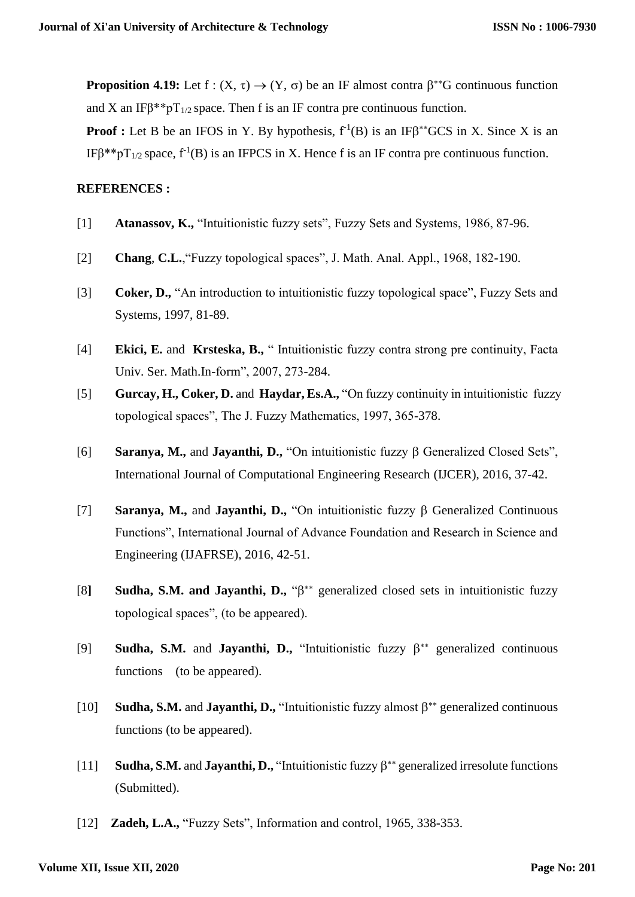**Proposition 4.19:** Let $f : (X, \tau) \rightarrow (Y, \sigma)$ be an IF almost contra $\beta^{**}$G continuous function and X an IF$\beta^{**}$p$T_{1/2}$ space. Then f is an IF contra pre continuous function.

**Proof :** Let B be an IFOS in Y. By hypothesis, $f^{-1}(B)$ is an IF$\beta^{**}$GCS in X. Since X is an IF$\beta^{**}$p$T_{1/2}$ space, $f^{-1}(B)$ is an IFPCS in X. Hence f is an IF contra pre continuous function.

**REFERENCES :**

[1] **Atanassov, K.,** "Intuitionistic fuzzy sets", Fuzzy Sets and Systems, 1986, 87-96.

[2] **Chang**, **C.L.**,"Fuzzy topological spaces", J. Math. Anal. Appl., 1968, 182-190.

[3] **Coker, D.,** "An introduction to intuitionistic fuzzy topological space", Fuzzy Sets and Systems, 1997, 81-89.

[4] **Ekici, E.** and **Krsteska, B.,** " Intuitionistic fuzzy contra strong pre continuity, Facta Univ. Ser. Math.In-form", 2007, 273-284.

[5] **Gurcay, H., Coker, D.** and **Haydar, Es.A.,** "On fuzzy continuity in intuitionistic fuzzy topological spaces", The J. Fuzzy Mathematics, 1997, 365-378.

[6] **Saranya, M.,** and **Jayanthi, D.,** "On intuitionistic fuzzy β Generalized Closed Sets", International Journal of Computational Engineering Research (IJCER), 2016, 37-42.

[7] **Saranya, M.,** and **Jayanthi, D.,** "On intuitionistic fuzzy β Generalized Continuous Functions", International Journal of Advance Foundation and Research in Science and Engineering (IJAFRSE), 2016, 42-51.

[8] **Sudha, S.M. and Jayanthi, D.,** "$\beta^{**}$ generalized closed sets in intuitionistic fuzzy topological spaces", (to be appeared).

[9] **Sudha, S.M.** and **Jayanthi, D.,** "Intuitionistic fuzzy $\beta^{**}$ generalized continuous functions (to be appeared).

[10] **Sudha, S.M.** and **Jayanthi, D.,** "Intuitionistic fuzzy almost $\beta^{**}$ generalized continuous functions (to be appeared).

[11] **Sudha, S.M.** and **Jayanthi, D.,** "Intuitionistic fuzzy $\beta^{**}$ generalized irresolute functions (Submitted).

[12] **Zadeh, L.A.,** "Fuzzy Sets", Information and control, 1965, 338-353.